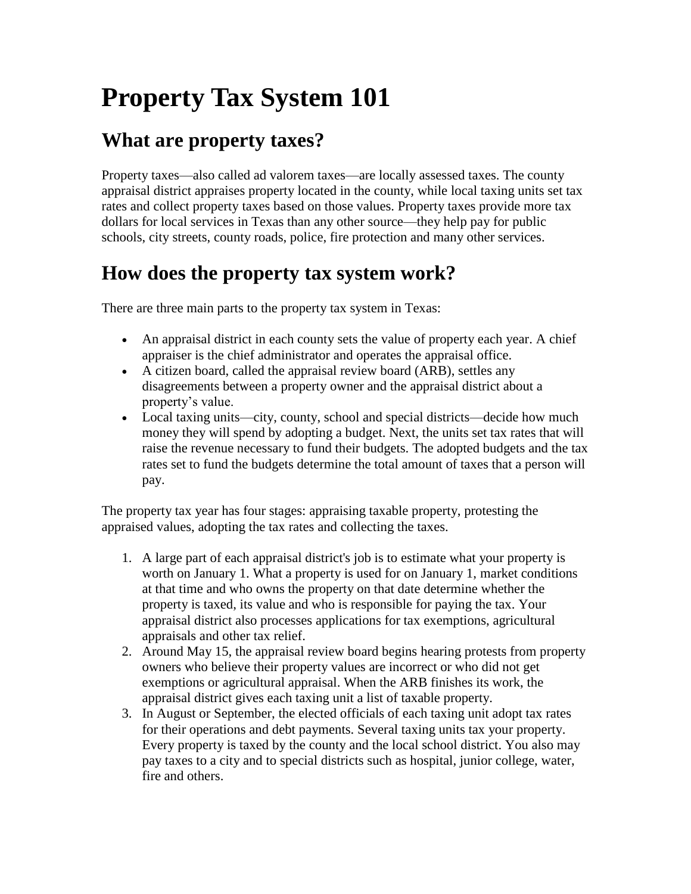# Property Tax System 101

## What are property taxes?

Property taxes—also called ad valorem taxes—are locally assessed taxes. The county appraisal district appraises property located in the county, while local taxing units set tax rates and collect property taxes based on those values. Property taxes provide more tax dollars for local services in Texas than any other source—they help pay for public schools, city streets, county roads, police, fire protection and many other services.

## How does the property tax system work?

There are three main parts to the property tax system in Texas:

- An appraisal district in each county sets the value of property each year. A chief appraiser is the chief administrator and operates the appraisal office.
- A citizen board, called the appraisal review board (ARB), settles any disagreements between a property owner and the appraisal district about a property's value.
- Local taxing units—city, county, school and special districts—decide how much money they will spend by adopting a budget. Next, the units set tax rates that will raise the revenue necessary to fund their budgets. The adopted budgets and the tax rates set to fund the budgets determine the total amount of taxes that a person will pay.

The property tax year has four stages: appraising taxable property, protesting the appraised values, adopting the tax rates and collecting the taxes.

1. A large part of each appraisal district's job is to estimate what your property is worth on January 1. What a property is used for on January 1, market conditions at that time and who owns the property on that date determine whether the property is taxed, its value and who is responsible for paying the tax. Your appraisal district also processes applications for tax exemptions, agricultural appraisals and other tax relief.
2. Around May 15, the appraisal review board begins hearing protests from property owners who believe their property values are incorrect or who did not get exemptions or agricultural appraisal. When the ARB finishes its work, the appraisal district gives each taxing unit a list of taxable property.
3. In August or September, the elected officials of each taxing unit adopt tax rates for their operations and debt payments. Several taxing units tax your property. Every property is taxed by the county and the local school district. You also may pay taxes to a city and to special districts such as hospital, junior college, water, fire and others.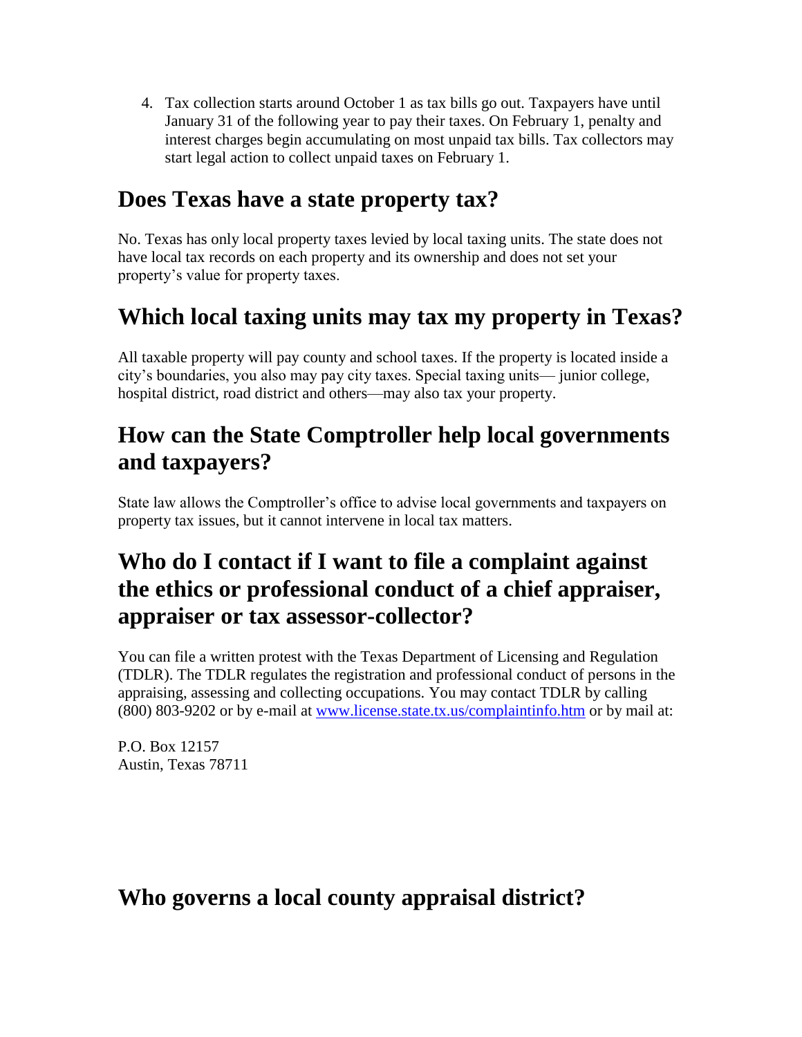4. Tax collection starts around October 1 as tax bills go out. Taxpayers have until January 31 of the following year to pay their taxes. On February 1, penalty and interest charges begin accumulating on most unpaid tax bills. Tax collectors may start legal action to collect unpaid taxes on February 1.

## Does Texas have a state property tax?

No. Texas has only local property taxes levied by local taxing units. The state does not have local tax records on each property and its ownership and does not set your property's value for property taxes.

## Which local taxing units may tax my property in Texas?

All taxable property will pay county and school taxes. If the property is located inside a city's boundaries, you also may pay city taxes. Special taxing units— junior college, hospital district, road district and others—may also tax your property.

## How can the State Comptroller help local governments and taxpayers?

State law allows the Comptroller's office to advise local governments and taxpayers on property tax issues, but it cannot intervene in local tax matters.

## Who do I contact if I want to file a complaint against the ethics or professional conduct of a chief appraiser, appraiser or tax assessor-collector?

You can file a written protest with the Texas Department of Licensing and Regulation (TDLR). The TDLR regulates the registration and professional conduct of persons in the appraising, assessing and collecting occupations. You may contact TDLR by calling (800) 803-9202 or by e-mail at [www.license.state.tx.us/complaintinfo.htm](http://www.license.state.tx.us/complaintinfo.htm) or by mail at:

P.O. Box 12157
Austin, Texas 78711

## Who governs a local county appraisal district?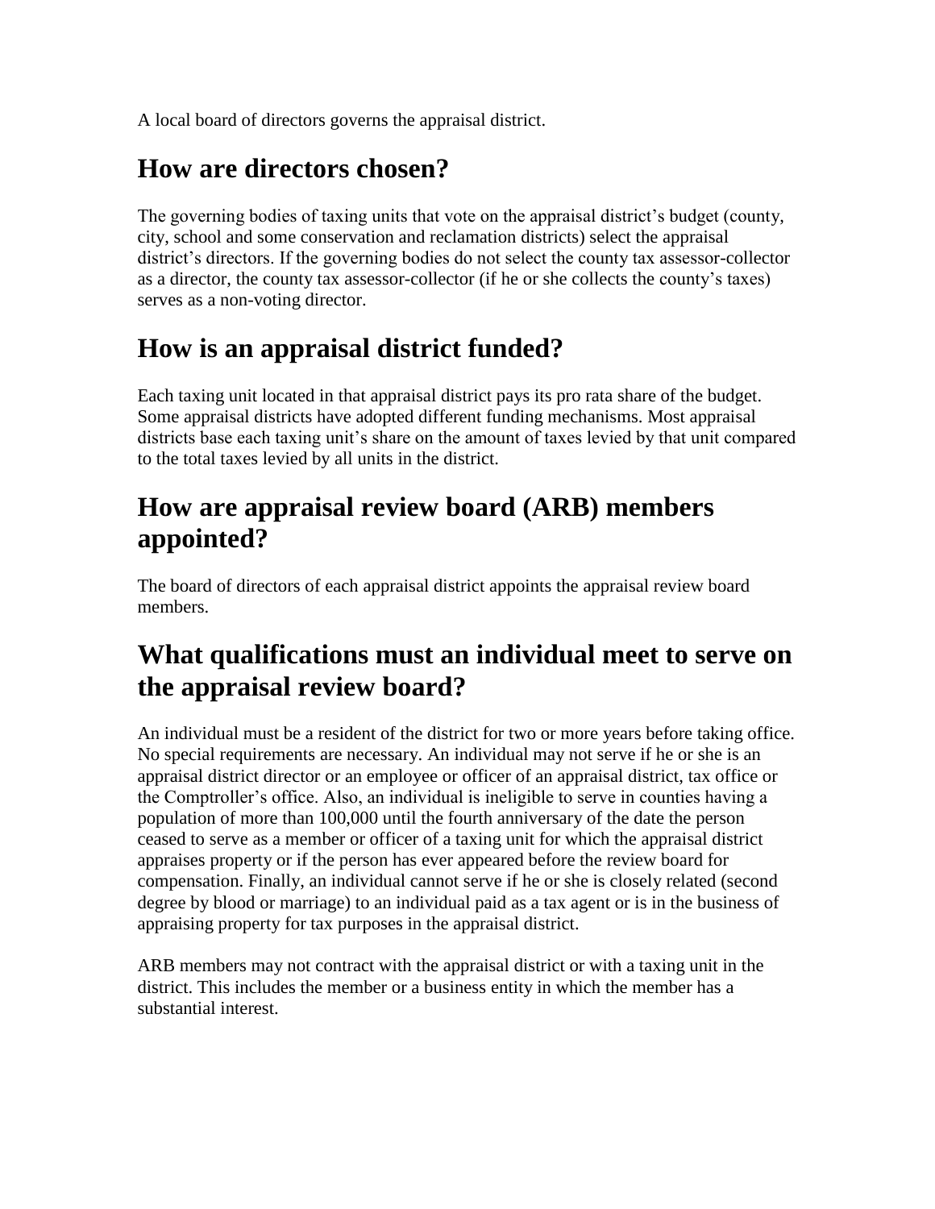A local board of directors governs the appraisal district.

## How are directors chosen?

The governing bodies of taxing units that vote on the appraisal district's budget (county, city, school and some conservation and reclamation districts) select the appraisal district's directors. If the governing bodies do not select the county tax assessor-collector as a director, the county tax assessor-collector (if he or she collects the county's taxes) serves as a non-voting director.

## How is an appraisal district funded?

Each taxing unit located in that appraisal district pays its pro rata share of the budget. Some appraisal districts have adopted different funding mechanisms. Most appraisal districts base each taxing unit's share on the amount of taxes levied by that unit compared to the total taxes levied by all units in the district.

## How are appraisal review board (ARB) members appointed?

The board of directors of each appraisal district appoints the appraisal review board members.

## What qualifications must an individual meet to serve on the appraisal review board?

An individual must be a resident of the district for two or more years before taking office. No special requirements are necessary. An individual may not serve if he or she is an appraisal district director or an employee or officer of an appraisal district, tax office or the Comptroller's office. Also, an individual is ineligible to serve in counties having a population of more than 100,000 until the fourth anniversary of the date the person ceased to serve as a member or officer of a taxing unit for which the appraisal district appraises property or if the person has ever appeared before the review board for compensation. Finally, an individual cannot serve if he or she is closely related (second degree by blood or marriage) to an individual paid as a tax agent or is in the business of appraising property for tax purposes in the appraisal district.

ARB members may not contract with the appraisal district or with a taxing unit in the district. This includes the member or a business entity in which the member has a substantial interest.